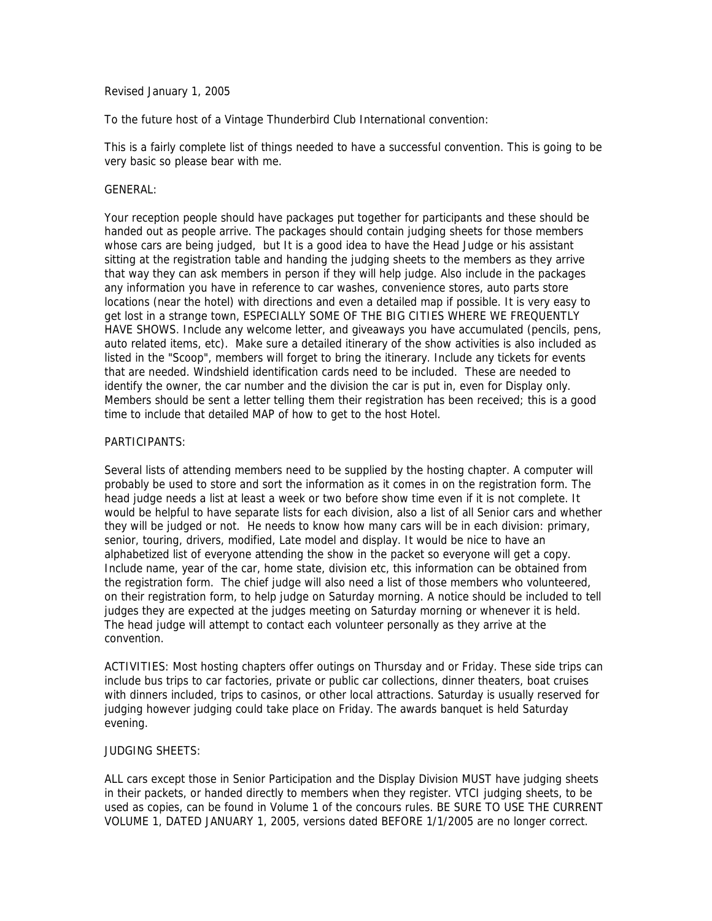Revised January 1, 2005

To the future host of a Vintage Thunderbird Club International convention:

This is a fairly complete list of things needed to have a successful convention. This is going to be very basic so please bear with me.

## GENERAL:

Your reception people should have packages put together for participants and these should be handed out as people arrive. The packages should contain judging sheets for those members whose cars are being judged, but It is a good idea to have the Head Judge or his assistant sitting at the registration table and handing the judging sheets to the members as they arrive that way they can ask members in person if they will help judge. Also include in the packages any information you have in reference to car washes, convenience stores, auto parts store locations (near the hotel) with directions and even a detailed map if possible. It is very easy to get lost in a strange town, ESPECIALLY SOME OF THE BIG CITIES WHERE WE FREQUENTLY HAVE SHOWS. Include any welcome letter, and giveaways you have accumulated (pencils, pens, auto related items, etc). Make sure a detailed itinerary of the show activities is also included as listed in the "Scoop", members will forget to bring the itinerary. Include any tickets for events that are needed. Windshield identification cards need to be included. These are needed to identify the owner, the car number and the division the car is put in, even for Display only. Members should be sent a letter telling them their registration has been received; this is a good time to include that detailed MAP of how to get to the host Hotel.

## PARTICIPANTS:

Several lists of attending members need to be supplied by the hosting chapter. A computer will probably be used to store and sort the information as it comes in on the registration form. The head judge needs a list at least a week or two before show time even if it is not complete. It would be helpful to have separate lists for each division, also a list of all Senior cars and whether they will be judged or not. He needs to know how many cars will be in each division: primary, senior, touring, drivers, modified, Late model and display. It would be nice to have an alphabetized list of everyone attending the show in the packet so everyone will get a copy. Include name, year of the car, home state, division etc, this information can be obtained from the registration form. The chief judge will also need a list of those members who volunteered, on their registration form, to help judge on Saturday morning. A notice should be included to tell judges they are expected at the judges meeting on Saturday morning or whenever it is held. The head judge will attempt to contact each volunteer personally as they arrive at the convention.

ACTIVITIES: Most hosting chapters offer outings on Thursday and or Friday. These side trips can include bus trips to car factories, private or public car collections, dinner theaters, boat cruises with dinners included, trips to casinos, or other local attractions. Saturday is usually reserved for judging however judging could take place on Friday. The awards banquet is held Saturday evening.

## JUDGING SHEETS:

ALL cars except those in Senior Participation and the Display Division MUST have judging sheets in their packets, or handed directly to members when they register. VTCI judging sheets, to be used as copies, can be found in Volume 1 of the concours rules. BE SURE TO USE THE CURRENT VOLUME 1, DATED JANUARY 1, 2005, versions dated BEFORE 1/1/2005 are no longer correct.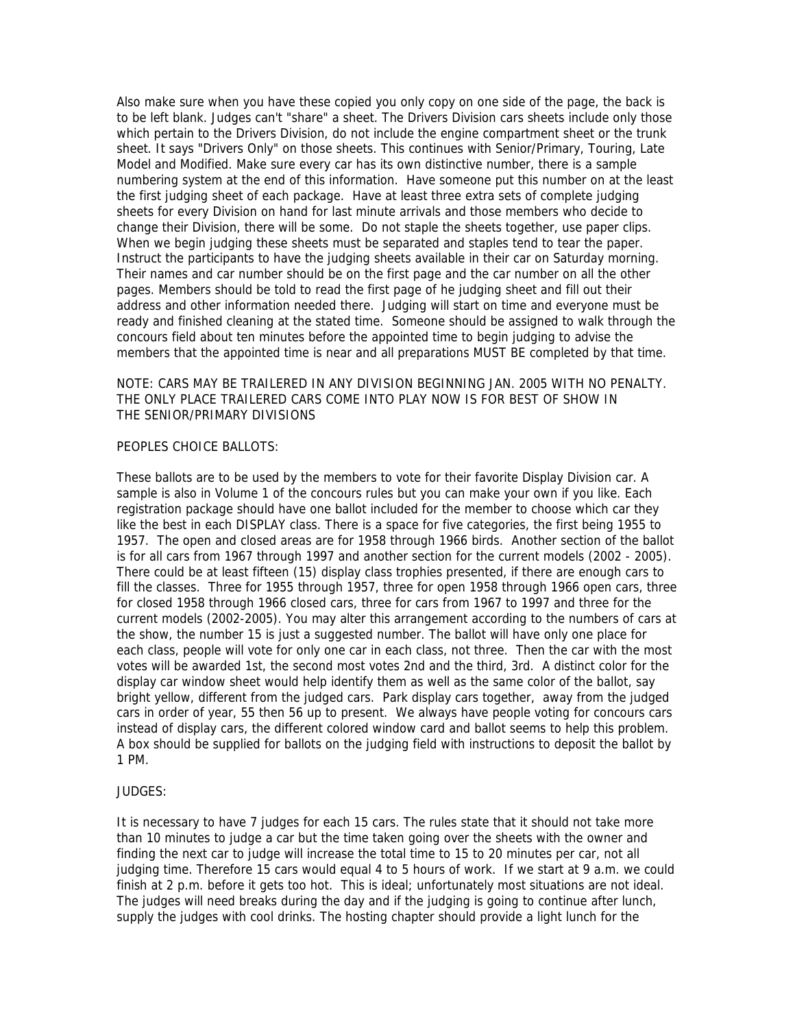Also make sure when you have these copied you only copy on one side of the page, the back is to be left blank. Judges can't "share" a sheet. The Drivers Division cars sheets include only those which pertain to the Drivers Division, do not include the engine compartment sheet or the trunk sheet. It says "Drivers Only" on those sheets. This continues with Senior/Primary, Touring, Late Model and Modified. Make sure every car has its own distinctive number, there is a sample numbering system at the end of this information. Have someone put this number on at the least the first judging sheet of each package. Have at least three extra sets of complete judging sheets for every Division on hand for last minute arrivals and those members who decide to change their Division, there will be some. Do not staple the sheets together, use paper clips. When we begin judging these sheets must be separated and staples tend to tear the paper. Instruct the participants to have the judging sheets available in their car on Saturday morning. Their names and car number should be on the first page and the car number on all the other pages. Members should be told to read the first page of he judging sheet and fill out their address and other information needed there. Judging will start on time and everyone must be ready and finished cleaning at the stated time. Someone should be assigned to walk through the concours field about ten minutes before the appointed time to begin judging to advise the members that the appointed time is near and all preparations MUST BE completed by that time.

NOTE: CARS MAY BE TRAILERED IN ANY DIVISION BEGINNING JAN. 2005 WITH NO PENALTY. THE ONLY PLACE TRAILERED CARS COME INTO PLAY NOW IS FOR BEST OF SHOW IN THE SENIOR/PRIMARY DIVISIONS

PEOPLES CHOICE BALLOTS:

These ballots are to be used by the members to vote for their favorite Display Division car. A sample is also in Volume 1 of the concours rules but you can make your own if you like. Each registration package should have one ballot included for the member to choose which car they like the best in each DISPLAY class. There is a space for five categories, the first being 1955 to 1957. The open and closed areas are for 1958 through 1966 birds. Another section of the ballot is for all cars from 1967 through 1997 and another section for the current models (2002 - 2005). There could be at least fifteen (15) display class trophies presented, if there are enough cars to fill the classes. Three for 1955 through 1957, three for open 1958 through 1966 open cars, three for closed 1958 through 1966 closed cars, three for cars from 1967 to 1997 and three for the current models (2002-2005). You may alter this arrangement according to the numbers of cars at the show, the number 15 is just a suggested number. The ballot will have only one place for each class, people will vote for only one car in each class, not three. Then the car with the most votes will be awarded 1st, the second most votes 2nd and the third, 3rd. A distinct color for the display car window sheet would help identify them as well as the same color of the ballot, say bright yellow, different from the judged cars. Park display cars together, away from the judged cars in order of year, 55 then 56 up to present. We always have people voting for concours cars instead of display cars, the different colored window card and ballot seems to help this problem. A box should be supplied for ballots on the judging field with instructions to deposit the ballot by 1 PM.

JUDGES:

It is necessary to have 7 judges for each 15 cars. The rules state that it should not take more than 10 minutes to judge a car but the time taken going over the sheets with the owner and finding the next car to judge will increase the total time to 15 to 20 minutes per car, not all judging time. Therefore 15 cars would equal 4 to 5 hours of work. If we start at 9 a.m. we could finish at 2 p.m. before it gets too hot. This is ideal; unfortunately most situations are not ideal. The judges will need breaks during the day and if the judging is going to continue after lunch, supply the judges with cool drinks. The hosting chapter should provide a light lunch for the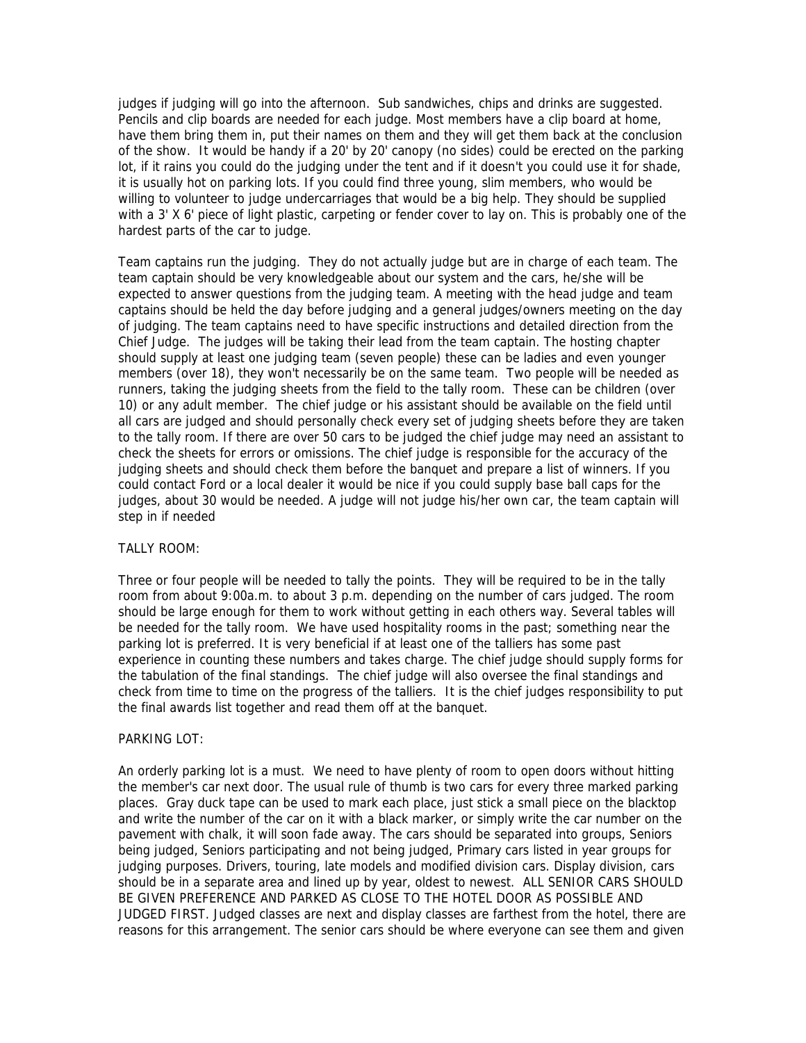judges if judging will go into the afternoon. Sub sandwiches, chips and drinks are suggested. Pencils and clip boards are needed for each judge. Most members have a clip board at home, have them bring them in, put their names on them and they will get them back at the conclusion of the show. It would be handy if a 20' by 20' canopy (no sides) could be erected on the parking lot, if it rains you could do the judging under the tent and if it doesn't you could use it for shade, it is usually hot on parking lots. If you could find three young, slim members, who would be willing to volunteer to judge undercarriages that would be a big help. They should be supplied with a 3' X 6' piece of light plastic, carpeting or fender cover to lay on. This is probably one of the hardest parts of the car to judge.

Team captains run the judging. They do not actually judge but are in charge of each team. The team captain should be very knowledgeable about our system and the cars, he/she will be expected to answer questions from the judging team. A meeting with the head judge and team captains should be held the day before judging and a general judges/owners meeting on the day of judging. The team captains need to have specific instructions and detailed direction from the Chief Judge. The judges will be taking their lead from the team captain. The hosting chapter should supply at least one judging team (seven people) these can be ladies and even younger members (over 18), they won't necessarially be on the same team. Two people will be needed as runners, taking the judging sheets from the field to the tally room. These can be children (over 10) or any adult member. The chief judge or his assistant should be available on the field until all cars are judged and should personally check every set of judging sheets before they are taken to the tally room. If there are over 50 cars to be judged the chief judge may need an assistant to check the sheets for errors or omissions. The chief judge is responsible for the accuracy of the judging sheets and should check them before the banquet and prepare a list of winners. If you could contact Ford or a local dealer it would be nice if you could supply base ball caps for the judges, about 30 would be needed. A judge will not judge his/her own car, the team captain will step in if needed

TALLY ROOM:

Three or four people will be needed to tally the points. They will be required to be in the tally room from about 9:00a.m. to about 3 p.m. depending on the number of cars judged. The room should be large enough for them to work without getting in each others way. Several tables will be needed for the tally room. We have used hospitality rooms in the past; something near the parking lot is preferred. It is very beneficial if at least one of the talliers has some past experience in counting these numbers and takes charge. The chief judge should supply forms for the tabulation of the final standings. The chief judge will also oversee the final standings and check from time to time on the progress of the talliers. It is the chief judges responsibility to put the final awards list together and read them off at the banquet.

PARKING LOT:

An orderly parking lot is a must. We need to have plenty of room to open doors without hitting the member's car next door. The usual rule of thumb is two cars for every three marked parking places. Gray duck tape can be used to mark each place, just stick a small piece on the blacktop and write the number of the car on it with a black marker, or simply write the car number on the pavement with chalk, it will soon fade away. The cars should be separated into groups, Seniors being judged, Seniors participating and not being judged, Primary cars listed in year groups for judging purposes. Drivers, touring, late models and modified division cars. Display division, cars should be in a separate area and lined up by year, oldest to newest. ALL SENIOR CARS SHOULD BE GIVEN PREFERENCE AND PARKED AS CLOSE TO THE HOTEL DOOR AS POSSIBLE AND JUDGED FIRST. Judged classes are next and display classes are farthest from the hotel, there are reasons for this arrangement. The senior cars should be where everyone can see them and given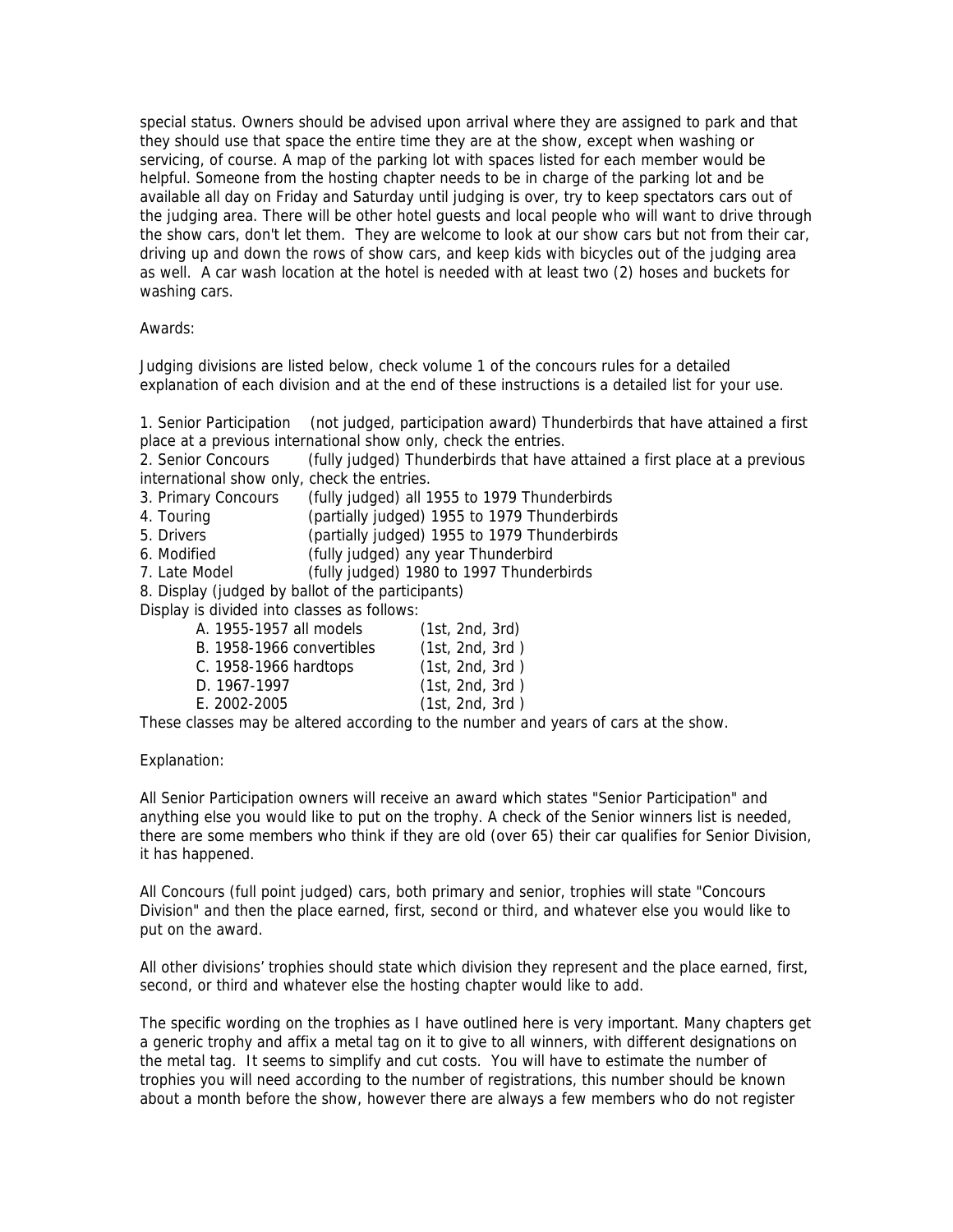special status. Owners should be advised upon arrival where they are assigned to park and that they should use that space the entire time they are at the show, except when washing or servicing, of course. A map of the parking lot with spaces listed for each member would be helpful. Someone from the hosting chapter needs to be in charge of the parking lot and be available all day on Friday and Saturday until judging is over, try to keep spectators cars out of the judging area. There will be other hotel guests and local people who will want to drive through the show cars, don't let them. They are welcome to look at our show cars but not from their car, driving up and down the rows of show cars, and keep kids with bicycles out of the judging area as well. A car wash location at the hotel is needed with at least two (2) hoses and buckets for washing cars.

Awards:

Judging divisions are listed below, check volume 1 of the concours rules for a detailed explanation of each division and at the end of these instructions is a detailed list for your use.

1. Senior Participation (not judged, participation award) Thunderbirds that have attained a first place at a previous international show only, check the entries.
2. Senior Concours (fully judged) Thunderbirds that have attained a first place at a previous international show only, check the entries.
3. Primary Concours (fully judged) all 1955 to 1979 Thunderbirds
4. Touring (partially judged) 1955 to 1979 Thunderbirds
5. Drivers (partially judged) 1955 to 1979 Thunderbirds
6. Modified (fully judged) any year Thunderbird
7. Late Model (fully judged) 1980 to 1997 Thunderbirds
8. Display (judged by ballot of the participants)

Display is divided into classes as follows:

- A. 1955-1957 all models (1st, 2nd, 3rd)
- B. 1958-1966 convertibles (1st, 2nd, 3rd )
- C. 1958-1966 hardtops (1st, 2nd, 3rd )
- D. 1967-1997 (1st, 2nd, 3rd )
- E. 2002-2005 (1st, 2nd, 3rd )

These classes may be altered according to the number and years of cars at the show.

Explanation:

All Senior Participation owners will receive an award which states "Senior Participation" and anything else you would like to put on the trophy. A check of the Senior winners list is needed, there are some members who think if they are old (over 65) their car qualifies for Senior Division, it has happened.

All Concours (full point judged) cars, both primary and senior, trophies will state "Concours Division" and then the place earned, first, second or third, and whatever else you would like to put on the award.

All other divisions' trophies should state which division they represent and the place earned, first, second, or third and whatever else the hosting chapter would like to add.

The specific wording on the trophies as I have outlined here is very important. Many chapters get a generic trophy and affix a metal tag on it to give to all winners, with different designations on the metal tag. It seems to simplify and cut costs. You will have to estimate the number of trophies you will need according to the number of registrations, this number should be known about a month before the show, however there are always a few members who do not register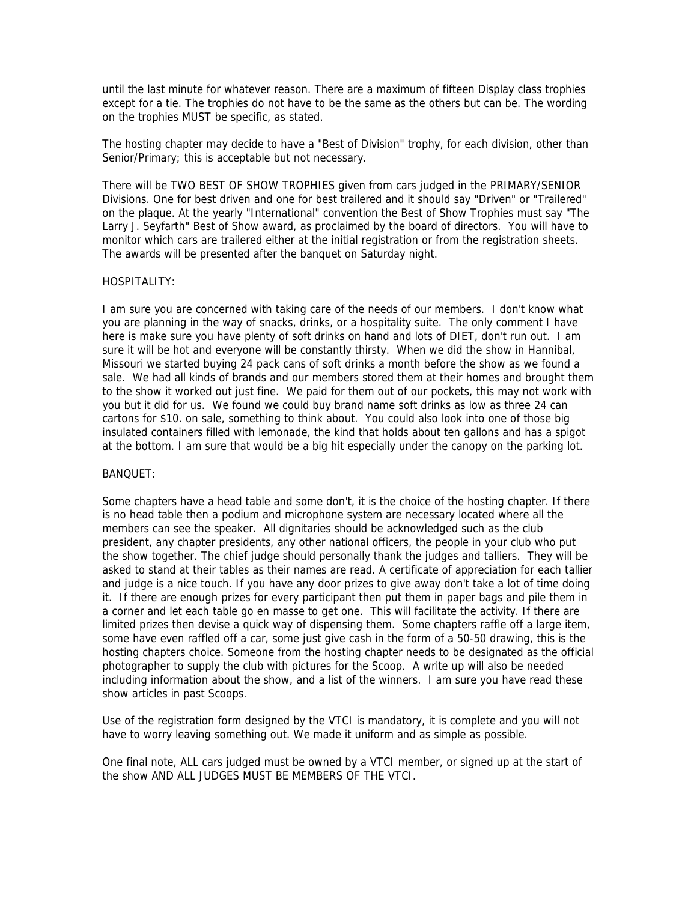until the last minute for whatever reason. There are a maximum of fifteen Display class trophies except for a tie. The trophies do not have to be the same as the others but can be. The wording on the trophies MUST be specific, as stated.

The hosting chapter may decide to have a "Best of Division" trophy, for each division, other than Senior/Primary; this is acceptable but not necessary.

There will be TWO BEST OF SHOW TROPHIES given from cars judged in the PRIMARY/SENIOR Divisions. One for best driven and one for best trailered and it should say "Driven" or "Trailered" on the plaque. At the yearly "International" convention the Best of Show Trophies must say "The Larry J. Seyfarth" Best of Show award, as proclaimed by the board of directors. You will have to monitor which cars are trailered either at the initial registration or from the registration sheets. The awards will be presented after the banquet on Saturday night.

HOSPITALITY:

I am sure you are concerned with taking care of the needs of our members. I don't know what you are planning in the way of snacks, drinks, or a hospitality suite. The only comment I have here is make sure you have plenty of soft drinks on hand and lots of DIET, don't run out. I am sure it will be hot and everyone will be constantly thirsty. When we did the show in Hannibal, Missouri we started buying 24 pack cans of soft drinks a month before the show as we found a sale. We had all kinds of brands and our members stored them at their homes and brought them to the show it worked out just fine. We paid for them out of our pockets, this may not work with you but it did for us. We found we could buy brand name soft drinks as low as three 24 can cartons for $10. on sale, something to think about. You could also look into one of those big insulated containers filled with lemonade, the kind that holds about ten gallons and has a spigot at the bottom. I am sure that would be a big hit especially under the canopy on the parking lot.

BANQUET:

Some chapters have a head table and some don't, it is the choice of the hosting chapter. If there is no head table then a podium and microphone system are necessary located where all the members can see the speaker. All dignitaries should be acknowledged such as the club president, any chapter presidents, any other national officers, the people in your club who put the show together. The chief judge should personally thank the judges and talliers. They will be asked to stand at their tables as their names are read. A certificate of appreciation for each tallier and judge is a nice touch. If you have any door prizes to give away don't take a lot of time doing it. If there are enough prizes for every participant then put them in paper bags and pile them in a corner and let each table go en masse to get one. This will facilitate the activity. If there are limited prizes then devise a quick way of dispensing them. Some chapters raffle off a large item, some have even raffled off a car, some just give cash in the form of a 50-50 drawing, this is the hosting chapters choice. Someone from the hosting chapter needs to be designated as the official photographer to supply the club with pictures for the Scoop. A write up will also be needed including information about the show, and a list of the winners. I am sure you have read these show articles in past Scoops.

Use of the registration form designed by the VTCI is mandatory, it is complete and you will not have to worry leaving something out. We made it uniform and as simple as possible.

One final note, ALL cars judged must be owned by a VTCI member, or signed up at the start of the show AND ALL JUDGES MUST BE MEMBERS OF THE VTCI.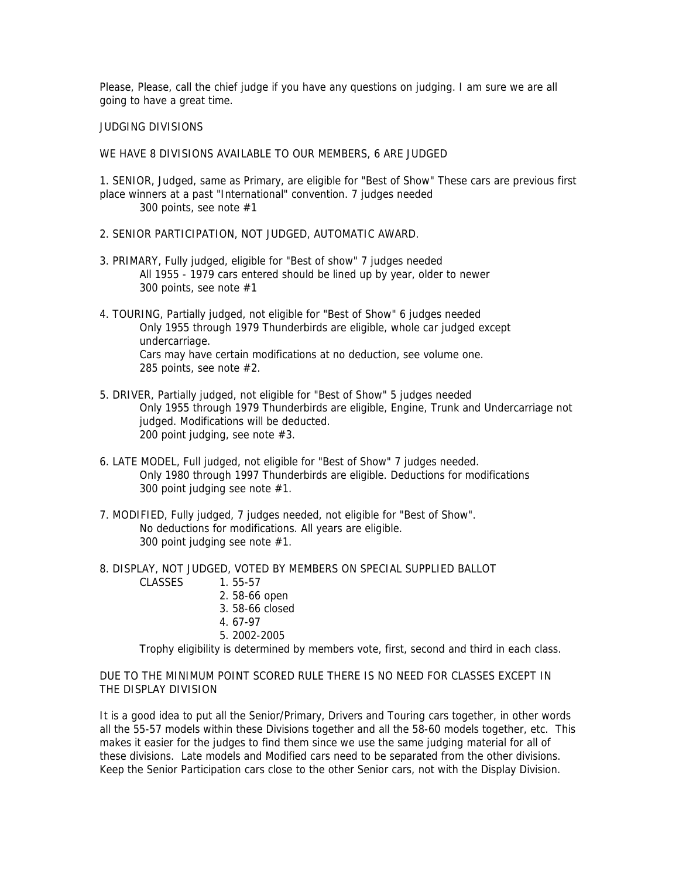Please, Please, call the chief judge if you have any questions on judging. I am sure we are all going to have a great time.

## JUDGING DIVISIONS

WE HAVE 8 DIVISIONS AVAILABLE TO OUR MEMBERS, 6 ARE JUDGED

1. SENIOR, Judged, same as Primary, are eligible for "Best of Show" These cars are previous first place winners at a past "International" convention. 7 judges needed
   300 points, see note #1

2. SENIOR PARTICIPATION, NOT JUDGED, AUTOMATIC AWARD.

3. PRIMARY, Fully judged, eligible for "Best of show" 7 judges needed
   All 1955 - 1979 cars entered should be lined up by year, older to newer
   300 points, see note #1

4. TOURING, Partially judged, not eligible for "Best of Show" 6 judges needed
   Only 1955 through 1979 Thunderbirds are eligible, whole car judged except undercarriage.
   Cars may have certain modifications at no deduction, see volume one.
   285 points, see note #2.

5. DRIVER, Partially judged, not eligible for "Best of Show" 5 judges needed
   Only 1955 through 1979 Thunderbirds are eligible, Engine, Trunk and Undercarriage not judged. Modifications will be deducted.
   200 point judging, see note #3.

6. LATE MODEL, Full judged, not eligible for "Best of Show" 7 judges needed.
   Only 1980 through 1997 Thunderbirds are eligible. Deductions for modifications
   300 point judging see note #1.

7. MODIFIED, Fully judged, 7 judges needed, not eligible for "Best of Show".
   No deductions for modifications. All years are eligible.
   300 point judging see note #1.

8. DISPLAY, NOT JUDGED, VOTED BY MEMBERS ON SPECIAL SUPPLIED BALLOT
   CLASSES
   1. 55-57
   2. 58-66 open
   3. 58-66 closed
   4. 67-97
   5. 2002-2005

   Trophy eligibility is determined by members vote, first, second and third in each class.

DUE TO THE MINIMUM POINT SCORED RULE THERE IS NO NEED FOR CLASSES EXCEPT IN THE DISPLAY DIVISION

It is a good idea to put all the Senior/Primary, Drivers and Touring cars together, in other words all the 55-57 models within these Divisions together and all the 58-60 models together, etc. This makes it easier for the judges to find them since we use the same judging material for all of these divisions. Late models and Modified cars need to be separated from the other divisions. Keep the Senior Participation cars close to the other Senior cars, not with the Display Division.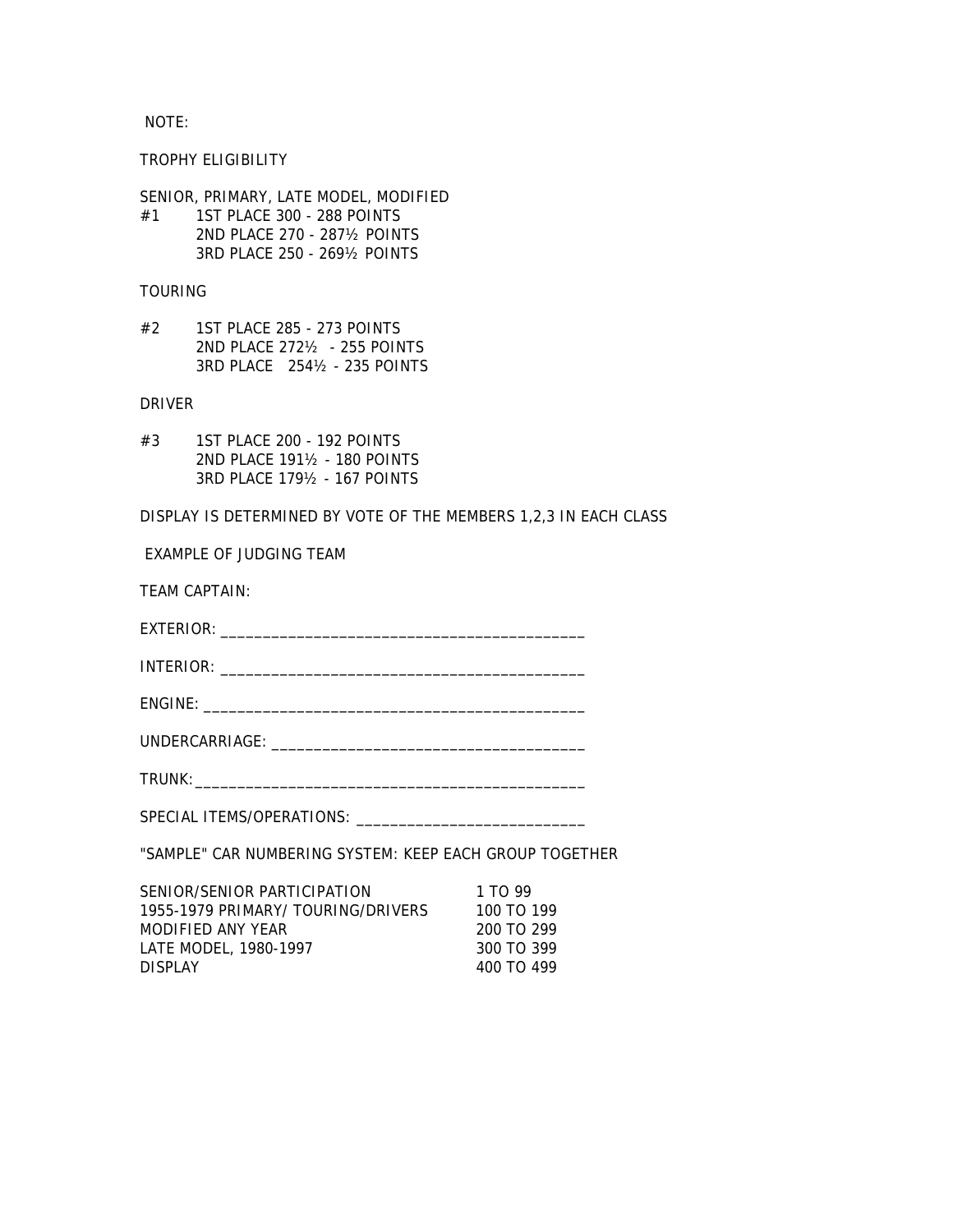NOTE:

TROPHY ELIGIBILITY

SENIOR, PRIMARY, LATE MODEL, MODIFIED

#1 1ST PLACE 300 - 288 POINTS
2ND PLACE 270 - 287½ POINTS
3RD PLACE 250 - 269½ POINTS

TOURING

#2 1ST PLACE 285 - 273 POINTS
2ND PLACE 272½ - 255 POINTS
3RD PLACE 254½ - 235 POINTS

DRIVER

#3 1ST PLACE 200 - 192 POINTS
2ND PLACE 191½ - 180 POINTS
3RD PLACE 179½ - 167 POINTS

DISPLAY IS DETERMINED BY VOTE OF THE MEMBERS 1,2,3 IN EACH CLASS

EXAMPLE OF JUDGING TEAM

TEAM CAPTAIN:

EXTERIOR: ____________________________________________

INTERIOR: ____________________________________________

ENGINE: ______________________________________________

UNDERCARRIAGE: _____________________________________

TRUNK:_______________________________________________

SPECIAL ITEMS/OPERATIONS: ___________________________

"SAMPLE" CAR NUMBERING SYSTEM: KEEP EACH GROUP TOGETHER

| | |
|---|---|
| SENIOR/SENIOR PARTICIPATION | 1 TO 99 |
| 1955-1979 PRIMARY/ TOURING/DRIVERS | 100 TO 199 |
| MODIFIED ANY YEAR | 200 TO 299 |
| LATE MODEL, 1980-1997 | 300 TO 399 |
| DISPLAY | 400 TO 499 |